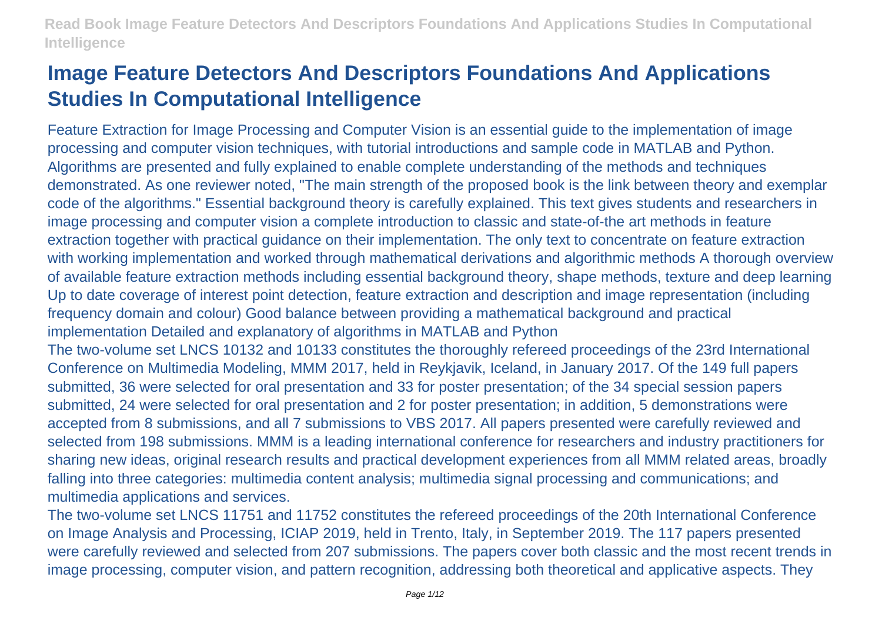# Image Feature Detectors And Descriptors Foundations And Applications Studies In Computational Intelligence

Feature Extraction for Image Processing and Computer Vision is an essential guide to the implementation of image processing and computer vision techniques, with tutorial introductions and sample code in MATLAB and Python. Algorithms are presented and fully explained to enable complete understanding of the methods and techniques demonstrated. As one reviewer noted, "The main strength of the proposed book is the link between theory and exemplar code of the algorithms." Essential background theory is carefully explained. This text gives students and researchers in image processing and computer vision a complete introduction to classic and state-of-the art methods in feature extraction together with practical guidance on their implementation. The only text to concentrate on feature extraction with working implementation and worked through mathematical derivations and algorithmic methods A thorough overview of available feature extraction methods including essential background theory, shape methods, texture and deep learning Up to date coverage of interest point detection, feature extraction and description and image representation (including frequency domain and colour) Good balance between providing a mathematical background and practical implementation Detailed and explanatory of algorithms in MATLAB and Python

The two-volume set LNCS 10132 and 10133 constitutes the thoroughly refereed proceedings of the 23rd International Conference on Multimedia Modeling, MMM 2017, held in Reykjavik, Iceland, in January 2017. Of the 149 full papers submitted, 36 were selected for oral presentation and 33 for poster presentation; of the 34 special session papers submitted, 24 were selected for oral presentation and 2 for poster presentation; in addition, 5 demonstrations were accepted from 8 submissions, and all 7 submissions to VBS 2017. All papers presented were carefully reviewed and selected from 198 submissions. MMM is a leading international conference for researchers and industry practitioners for sharing new ideas, original research results and practical development experiences from all MMM related areas, broadly falling into three categories: multimedia content analysis; multimedia signal processing and communications; and multimedia applications and services.

The two-volume set LNCS 11751 and 11752 constitutes the refereed proceedings of the 20th International Conference on Image Analysis and Processing, ICIAP 2019, held in Trento, Italy, in September 2019. The 117 papers presented were carefully reviewed and selected from 207 submissions. The papers cover both classic and the most recent trends in image processing, computer vision, and pattern recognition, addressing both theoretical and applicative aspects. They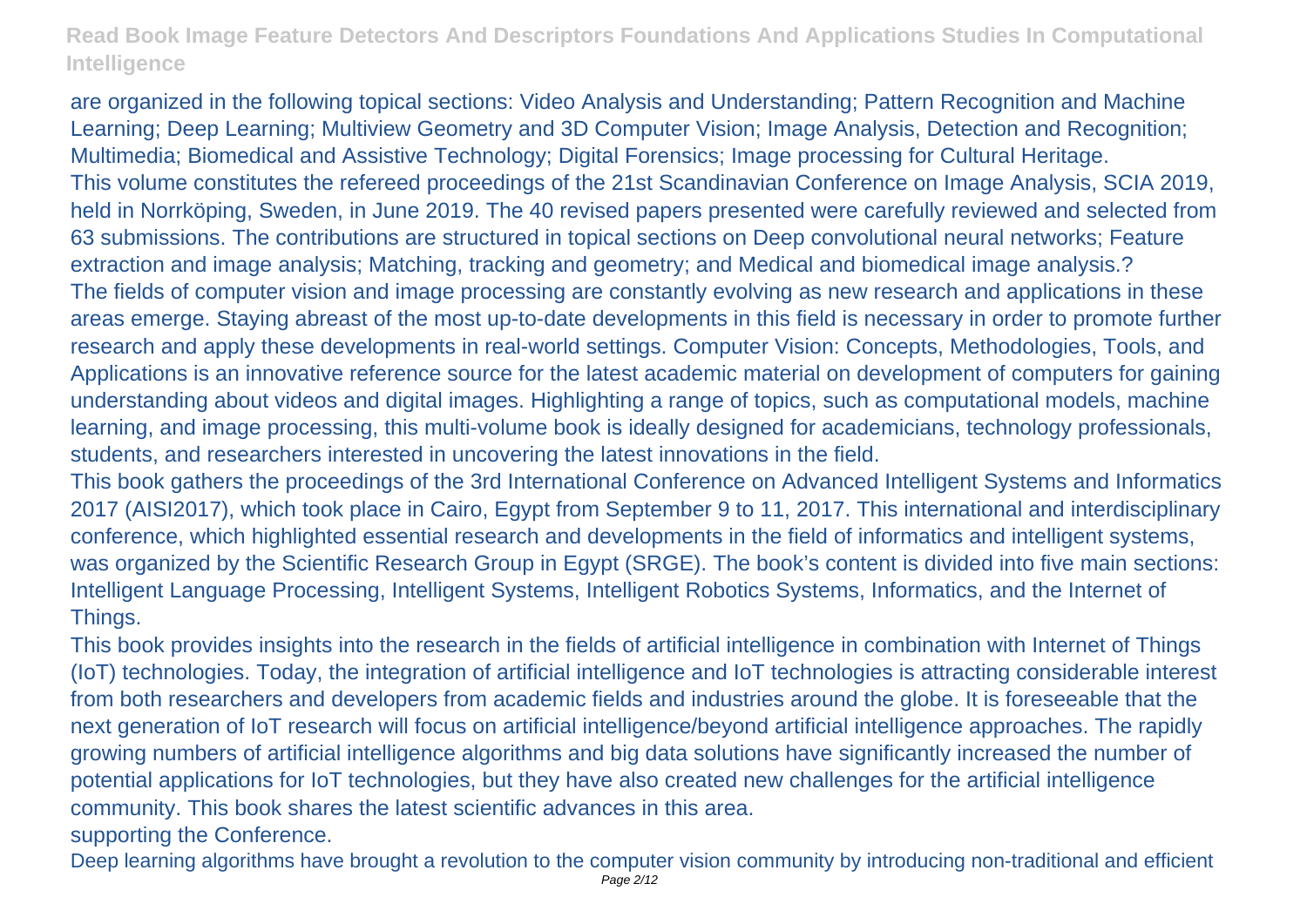are organized in the following topical sections: Video Analysis and Understanding; Pattern Recognition and Machine Learning; Deep Learning; Multiview Geometry and 3D Computer Vision; Image Analysis, Detection and Recognition; Multimedia; Biomedical and Assistive Technology; Digital Forensics; Image processing for Cultural Heritage.

This volume constitutes the refereed proceedings of the 21st Scandinavian Conference on Image Analysis, SCIA 2019, held in Norrköping, Sweden, in June 2019. The 40 revised papers presented were carefully reviewed and selected from 63 submissions. The contributions are structured in topical sections on Deep convolutional neural networks; Feature extraction and image analysis; Matching, tracking and geometry; and Medical and biomedical image analysis.?

The fields of computer vision and image processing are constantly evolving as new research and applications in these areas emerge. Staying abreast of the most up-to-date developments in this field is necessary in order to promote further research and apply these developments in real-world settings. Computer Vision: Concepts, Methodologies, Tools, and Applications is an innovative reference source for the latest academic material on development of computers for gaining understanding about videos and digital images. Highlighting a range of topics, such as computational models, machine learning, and image processing, this multi-volume book is ideally designed for academicians, technology professionals, students, and researchers interested in uncovering the latest innovations in the field.

This book gathers the proceedings of the 3rd International Conference on Advanced Intelligent Systems and Informatics 2017 (AISI2017), which took place in Cairo, Egypt from September 9 to 11, 2017. This international and interdisciplinary conference, which highlighted essential research and developments in the field of informatics and intelligent systems, was organized by the Scientific Research Group in Egypt (SRGE). The book's content is divided into five main sections: Intelligent Language Processing, Intelligent Systems, Intelligent Robotics Systems, Informatics, and the Internet of Things.

This book provides insights into the research in the fields of artificial intelligence in combination with Internet of Things (IoT) technologies. Today, the integration of artificial intelligence and IoT technologies is attracting considerable interest from both researchers and developers from academic fields and industries around the globe. It is foreseeable that the next generation of IoT research will focus on artificial intelligence/beyond artificial intelligence approaches. The rapidly growing numbers of artificial intelligence algorithms and big data solutions have significantly increased the number of potential applications for IoT technologies, but they have also created new challenges for the artificial intelligence community. This book shares the latest scientific advances in this area.

supporting the Conference.

Deep learning algorithms have brought a revolution to the computer vision community by introducing non-traditional and efficient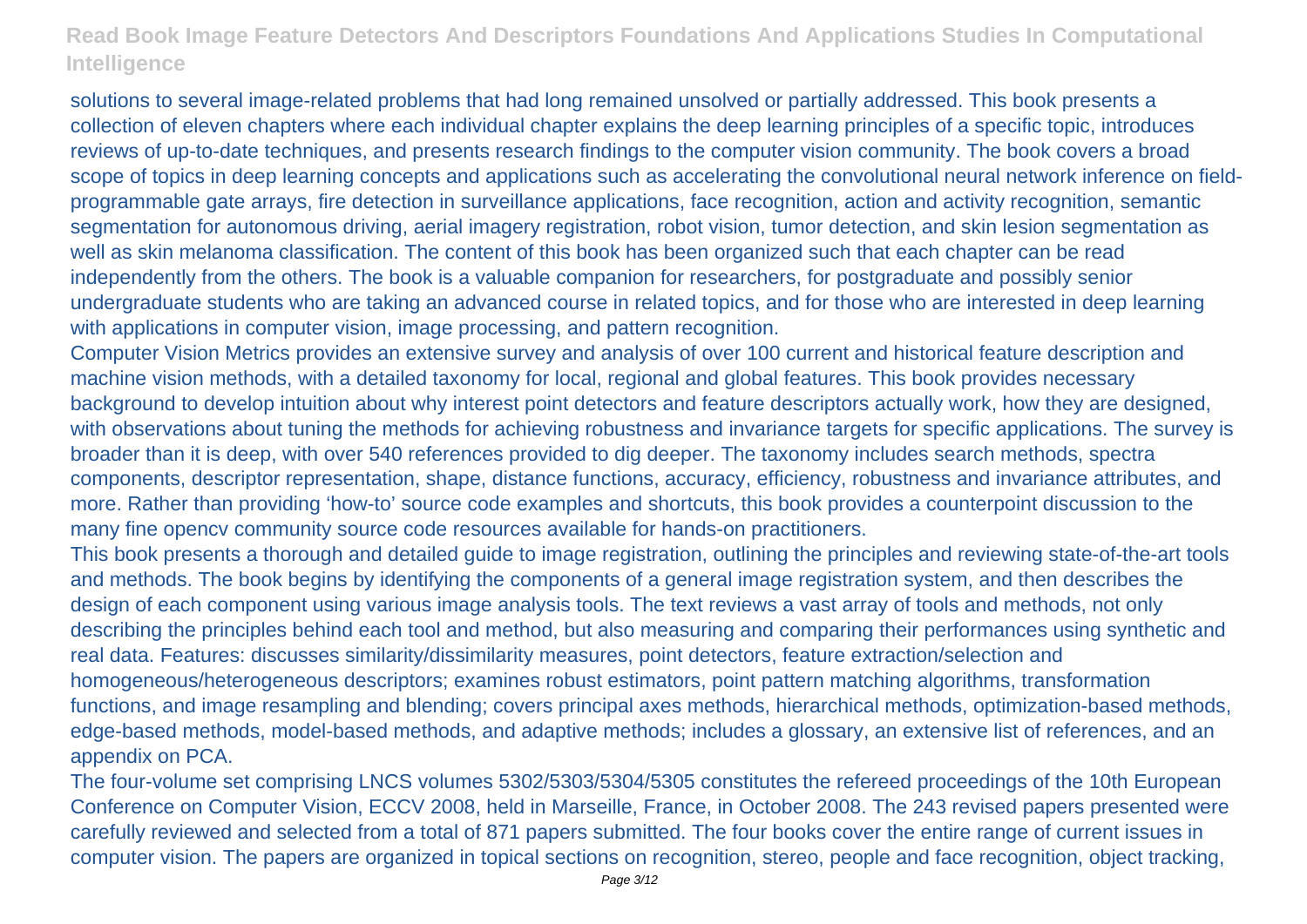solutions to several image-related problems that had long remained unsolved or partially addressed. This book presents a collection of eleven chapters where each individual chapter explains the deep learning principles of a specific topic, introduces reviews of up-to-date techniques, and presents research findings to the computer vision community. The book covers a broad scope of topics in deep learning concepts and applications such as accelerating the convolutional neural network inference on field-programmable gate arrays, fire detection in surveillance applications, face recognition, action and activity recognition, semantic segmentation for autonomous driving, aerial imagery registration, robot vision, tumor detection, and skin lesion segmentation as well as skin melanoma classification. The content of this book has been organized such that each chapter can be read independently from the others. The book is a valuable companion for researchers, for postgraduate and possibly senior undergraduate students who are taking an advanced course in related topics, and for those who are interested in deep learning with applications in computer vision, image processing, and pattern recognition.

Computer Vision Metrics provides an extensive survey and analysis of over 100 current and historical feature description and machine vision methods, with a detailed taxonomy for local, regional and global features. This book provides necessary background to develop intuition about why interest point detectors and feature descriptors actually work, how they are designed, with observations about tuning the methods for achieving robustness and invariance targets for specific applications. The survey is broader than it is deep, with over 540 references provided to dig deeper. The taxonomy includes search methods, spectra components, descriptor representation, shape, distance functions, accuracy, efficiency, robustness and invariance attributes, and more. Rather than providing 'how-to' source code examples and shortcuts, this book provides a counterpoint discussion to the many fine opencv community source code resources available for hands-on practitioners.

This book presents a thorough and detailed guide to image registration, outlining the principles and reviewing state-of-the-art tools and methods. The book begins by identifying the components of a general image registration system, and then describes the design of each component using various image analysis tools. The text reviews a vast array of tools and methods, not only describing the principles behind each tool and method, but also measuring and comparing their performances using synthetic and real data. Features: discusses similarity/dissimilarity measures, point detectors, feature extraction/selection and homogeneous/heterogeneous descriptors; examines robust estimators, point pattern matching algorithms, transformation functions, and image resampling and blending; covers principal axes methods, hierarchical methods, optimization-based methods, edge-based methods, model-based methods, and adaptive methods; includes a glossary, an extensive list of references, and an appendix on PCA.

The four-volume set comprising LNCS volumes 5302/5303/5304/5305 constitutes the refereed proceedings of the 10th European Conference on Computer Vision, ECCV 2008, held in Marseille, France, in October 2008. The 243 revised papers presented were carefully reviewed and selected from a total of 871 papers submitted. The four books cover the entire range of current issues in computer vision. The papers are organized in topical sections on recognition, stereo, people and face recognition, object tracking,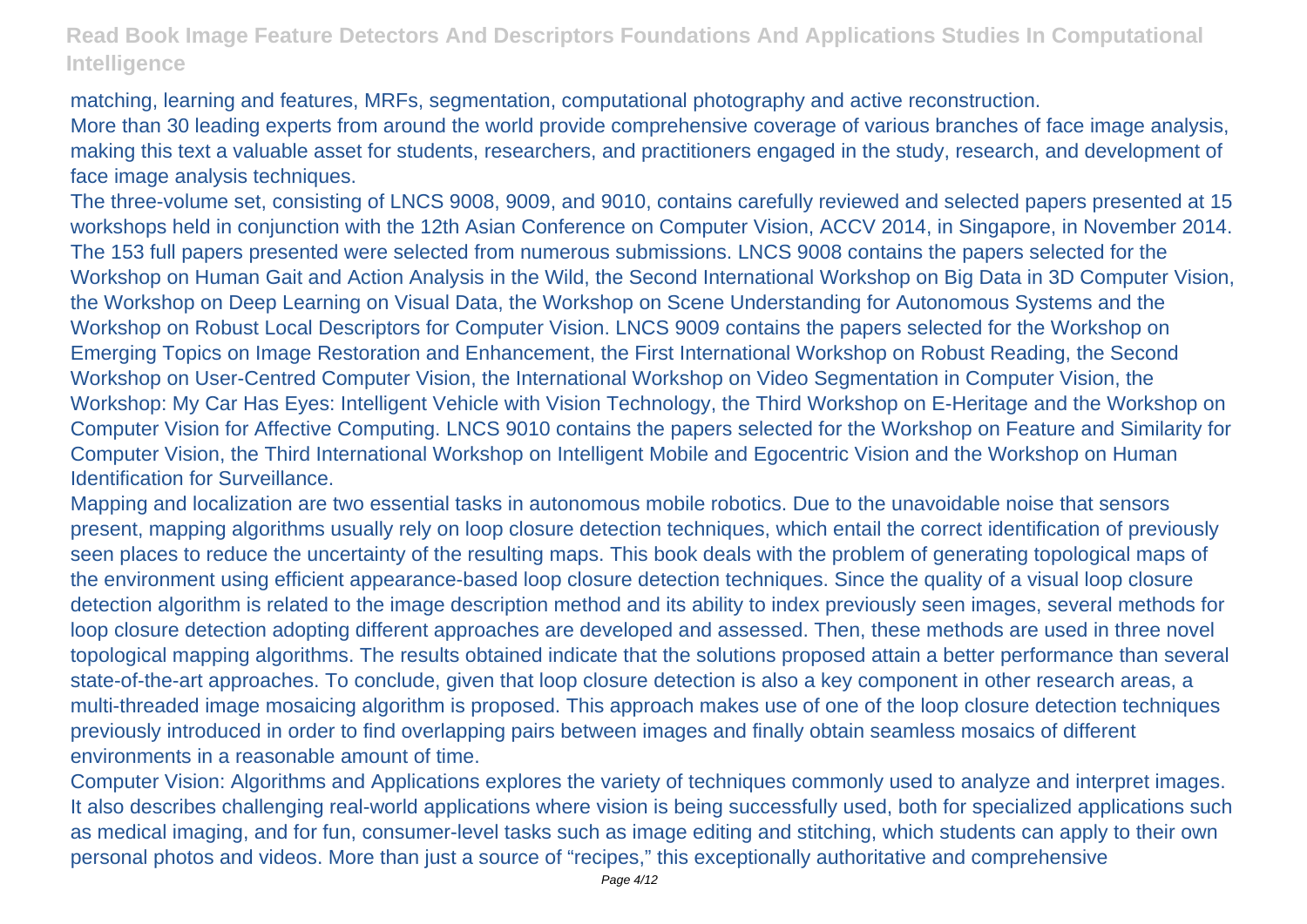matching, learning and features, MRFs, segmentation, computational photography and active reconstruction.

More than 30 leading experts from around the world provide comprehensive coverage of various branches of face image analysis, making this text a valuable asset for students, researchers, and practitioners engaged in the study, research, and development of face image analysis techniques.

The three-volume set, consisting of LNCS 9008, 9009, and 9010, contains carefully reviewed and selected papers presented at 15 workshops held in conjunction with the 12th Asian Conference on Computer Vision, ACCV 2014, in Singapore, in November 2014. The 153 full papers presented were selected from numerous submissions. LNCS 9008 contains the papers selected for the Workshop on Human Gait and Action Analysis in the Wild, the Second International Workshop on Big Data in 3D Computer Vision, the Workshop on Deep Learning on Visual Data, the Workshop on Scene Understanding for Autonomous Systems and the Workshop on Robust Local Descriptors for Computer Vision. LNCS 9009 contains the papers selected for the Workshop on Emerging Topics on Image Restoration and Enhancement, the First International Workshop on Robust Reading, the Second Workshop on User-Centred Computer Vision, the International Workshop on Video Segmentation in Computer Vision, the Workshop: My Car Has Eyes: Intelligent Vehicle with Vision Technology, the Third Workshop on E-Heritage and the Workshop on Computer Vision for Affective Computing. LNCS 9010 contains the papers selected for the Workshop on Feature and Similarity for Computer Vision, the Third International Workshop on Intelligent Mobile and Egocentric Vision and the Workshop on Human Identification for Surveillance.

Mapping and localization are two essential tasks in autonomous mobile robotics. Due to the unavoidable noise that sensors present, mapping algorithms usually rely on loop closure detection techniques, which entail the correct identification of previously seen places to reduce the uncertainty of the resulting maps. This book deals with the problem of generating topological maps of the environment using efficient appearance-based loop closure detection techniques. Since the quality of a visual loop closure detection algorithm is related to the image description method and its ability to index previously seen images, several methods for loop closure detection adopting different approaches are developed and assessed. Then, these methods are used in three novel topological mapping algorithms. The results obtained indicate that the solutions proposed attain a better performance than several state-of-the-art approaches. To conclude, given that loop closure detection is also a key component in other research areas, a multi-threaded image mosaicing algorithm is proposed. This approach makes use of one of the loop closure detection techniques previously introduced in order to find overlapping pairs between images and finally obtain seamless mosaics of different environments in a reasonable amount of time.

Computer Vision: Algorithms and Applications explores the variety of techniques commonly used to analyze and interpret images. It also describes challenging real-world applications where vision is being successfully used, both for specialized applications such as medical imaging, and for fun, consumer-level tasks such as image editing and stitching, which students can apply to their own personal photos and videos. More than just a source of “recipes,” this exceptionally authoritative and comprehensive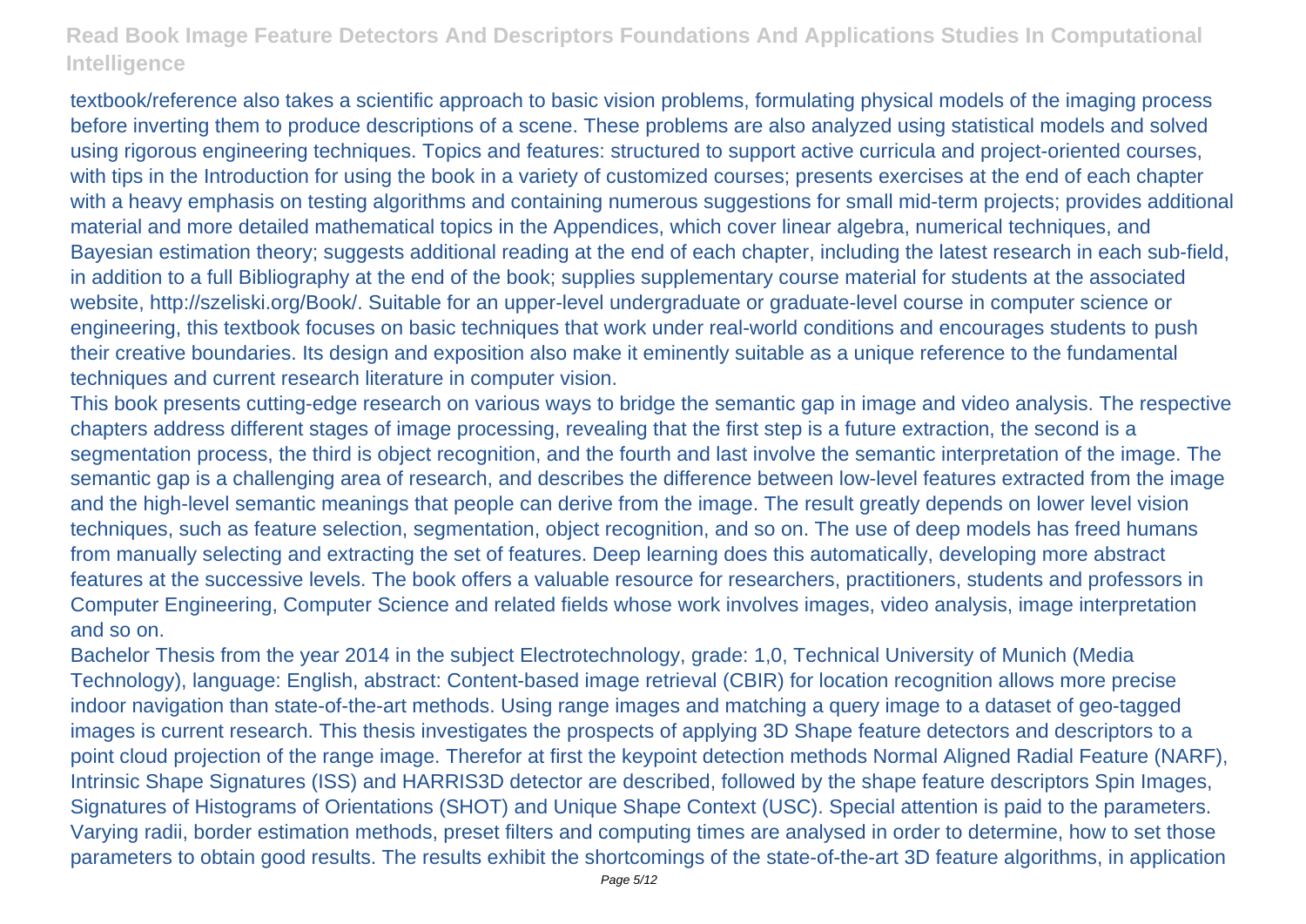textbook/reference also takes a scientific approach to basic vision problems, formulating physical models of the imaging process before inverting them to produce descriptions of a scene. These problems are also analyzed using statistical models and solved using rigorous engineering techniques. Topics and features: structured to support active curricula and project-oriented courses, with tips in the Introduction for using the book in a variety of customized courses; presents exercises at the end of each chapter with a heavy emphasis on testing algorithms and containing numerous suggestions for small mid-term projects; provides additional material and more detailed mathematical topics in the Appendices, which cover linear algebra, numerical techniques, and Bayesian estimation theory; suggests additional reading at the end of each chapter, including the latest research in each sub-field, in addition to a full Bibliography at the end of the book; supplies supplementary course material for students at the associated website, http://szeliski.org/Book/. Suitable for an upper-level undergraduate or graduate-level course in computer science or engineering, this textbook focuses on basic techniques that work under real-world conditions and encourages students to push their creative boundaries. Its design and exposition also make it eminently suitable as a unique reference to the fundamental techniques and current research literature in computer vision.

This book presents cutting-edge research on various ways to bridge the semantic gap in image and video analysis. The respective chapters address different stages of image processing, revealing that the first step is a future extraction, the second is a segmentation process, the third is object recognition, and the fourth and last involve the semantic interpretation of the image. The semantic gap is a challenging area of research, and describes the difference between low-level features extracted from the image and the high-level semantic meanings that people can derive from the image. The result greatly depends on lower level vision techniques, such as feature selection, segmentation, object recognition, and so on. The use of deep models has freed humans from manually selecting and extracting the set of features. Deep learning does this automatically, developing more abstract features at the successive levels. The book offers a valuable resource for researchers, practitioners, students and professors in Computer Engineering, Computer Science and related fields whose work involves images, video analysis, image interpretation and so on.

Bachelor Thesis from the year 2014 in the subject Electrotechnology, grade: 1,0, Technical University of Munich (Media Technology), language: English, abstract: Content-based image retrieval (CBIR) for location recognition allows more precise indoor navigation than state-of-the-art methods. Using range images and matching a query image to a dataset of geo-tagged images is current research. This thesis investigates the prospects of applying 3D Shape feature detectors and descriptors to a point cloud projection of the range image. Therefor at first the keypoint detection methods Normal Aligned Radial Feature (NARF), Intrinsic Shape Signatures (ISS) and HARRIS3D detector are described, followed by the shape feature descriptors Spin Images, Signatures of Histograms of Orientations (SHOT) and Unique Shape Context (USC). Special attention is paid to the parameters. Varying radii, border estimation methods, preset filters and computing times are analysed in order to determine, how to set those parameters to obtain good results. The results exhibit the shortcomings of the state-of-the-art 3D feature algorithms, in application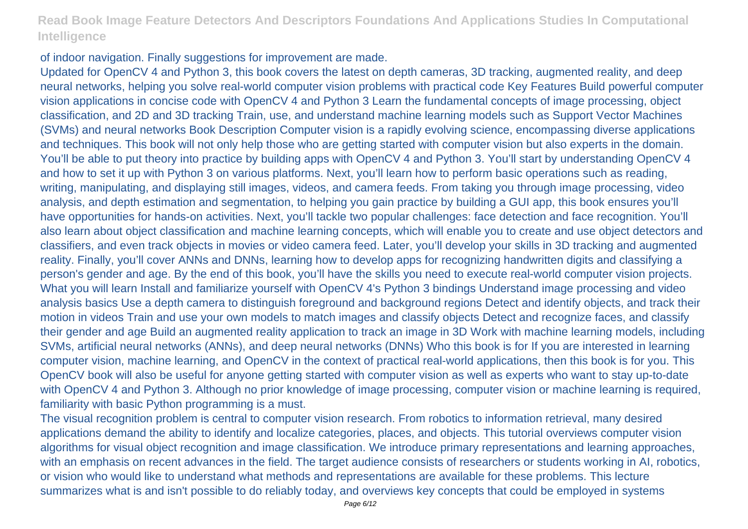of indoor navigation. Finally suggestions for improvement are made.

Updated for OpenCV 4 and Python 3, this book covers the latest on depth cameras, 3D tracking, augmented reality, and deep neural networks, helping you solve real-world computer vision problems with practical code Key Features Build powerful computer vision applications in concise code with OpenCV 4 and Python 3 Learn the fundamental concepts of image processing, object classification, and 2D and 3D tracking Train, use, and understand machine learning models such as Support Vector Machines (SVMs) and neural networks Book Description Computer vision is a rapidly evolving science, encompassing diverse applications and techniques. This book will not only help those who are getting started with computer vision but also experts in the domain. You'll be able to put theory into practice by building apps with OpenCV 4 and Python 3. You'll start by understanding OpenCV 4 and how to set it up with Python 3 on various platforms. Next, you'll learn how to perform basic operations such as reading, writing, manipulating, and displaying still images, videos, and camera feeds. From taking you through image processing, video analysis, and depth estimation and segmentation, to helping you gain practice by building a GUI app, this book ensures you'll have opportunities for hands-on activities. Next, you'll tackle two popular challenges: face detection and face recognition. You'll also learn about object classification and machine learning concepts, which will enable you to create and use object detectors and classifiers, and even track objects in movies or video camera feed. Later, you'll develop your skills in 3D tracking and augmented reality. Finally, you'll cover ANNs and DNNs, learning how to develop apps for recognizing handwritten digits and classifying a person's gender and age. By the end of this book, you'll have the skills you need to execute real-world computer vision projects. What you will learn Install and familiarize yourself with OpenCV 4's Python 3 bindings Understand image processing and video analysis basics Use a depth camera to distinguish foreground and background regions Detect and identify objects, and track their motion in videos Train and use your own models to match images and classify objects Detect and recognize faces, and classify their gender and age Build an augmented reality application to track an image in 3D Work with machine learning models, including SVMs, artificial neural networks (ANNs), and deep neural networks (DNNs) Who this book is for If you are interested in learning computer vision, machine learning, and OpenCV in the context of practical real-world applications, then this book is for you. This OpenCV book will also be useful for anyone getting started with computer vision as well as experts who want to stay up-to-date with OpenCV 4 and Python 3. Although no prior knowledge of image processing, computer vision or machine learning is required, familiarity with basic Python programming is a must.

The visual recognition problem is central to computer vision research. From robotics to information retrieval, many desired applications demand the ability to identify and localize categories, places, and objects. This tutorial overviews computer vision algorithms for visual object recognition and image classification. We introduce primary representations and learning approaches, with an emphasis on recent advances in the field. The target audience consists of researchers or students working in AI, robotics, or vision who would like to understand what methods and representations are available for these problems. This lecture summarizes what is and isn't possible to do reliably today, and overviews key concepts that could be employed in systems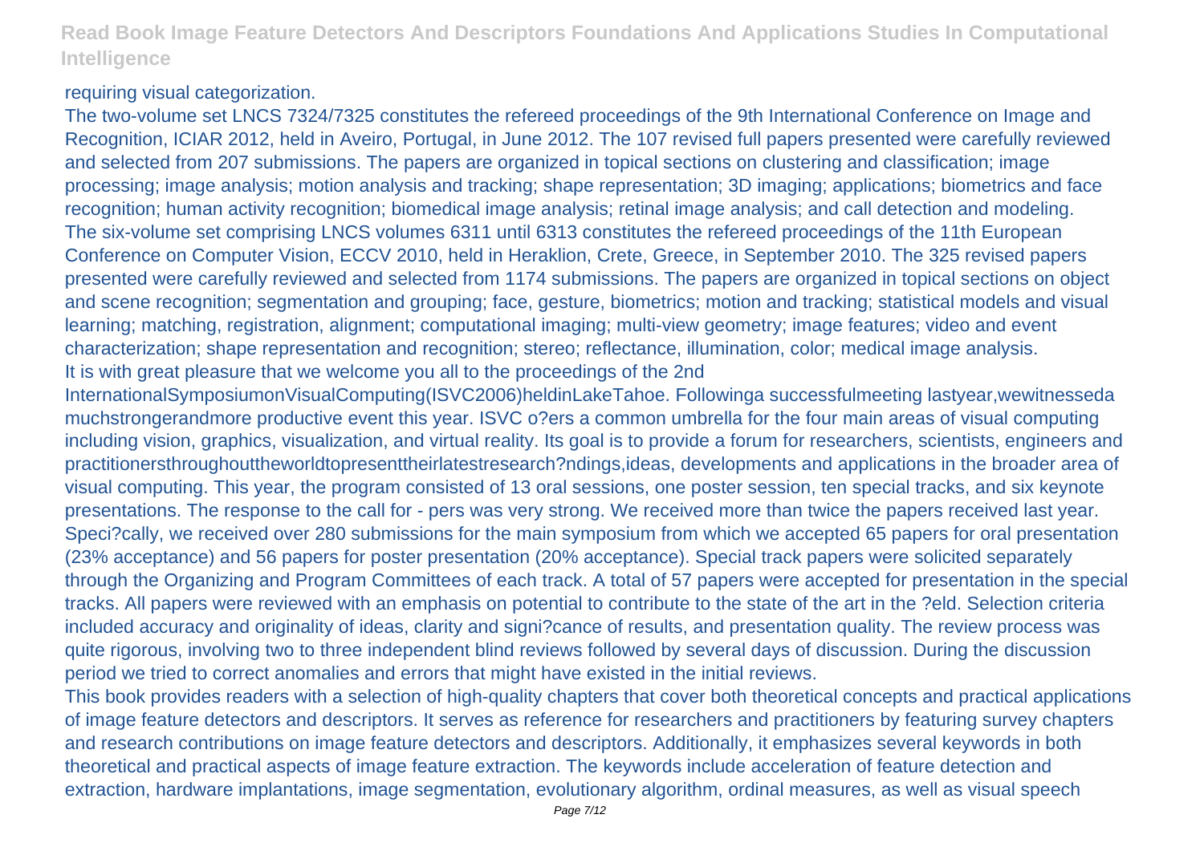requiring visual categorization.

The two-volume set LNCS 7324/7325 constitutes the refereed proceedings of the 9th International Conference on Image and Recognition, ICIAR 2012, held in Aveiro, Portugal, in June 2012. The 107 revised full papers presented were carefully reviewed and selected from 207 submissions. The papers are organized in topical sections on clustering and classification; image processing; image analysis; motion analysis and tracking; shape representation; 3D imaging; applications; biometrics and face recognition; human activity recognition; biomedical image analysis; retinal image analysis; and call detection and modeling.

The six-volume set comprising LNCS volumes 6311 until 6313 constitutes the refereed proceedings of the 11th European Conference on Computer Vision, ECCV 2010, held in Heraklion, Crete, Greece, in September 2010. The 325 revised papers presented were carefully reviewed and selected from 1174 submissions. The papers are organized in topical sections on object and scene recognition; segmentation and grouping; face, gesture, biometrics; motion and tracking; statistical models and visual learning; matching, registration, alignment; computational imaging; multi-view geometry; image features; video and event characterization; shape representation and recognition; stereo; reflectance, illumination, color; medical image analysis.

It is with great pleasure that we welcome you all to the proceedings of the 2nd InternationalSymposiumonVisualComputing(ISVC2006)heldinLakeTahoe. Followinga successfulmeeting lastyear,wewitnesseda muchstrongerandmore productive event this year. ISVC o?ers a common umbrella for the four main areas of visual computing including vision, graphics, visualization, and virtual reality. Its goal is to provide a forum for researchers, scientists, engineers and practitionersthroughouttheworldtopresenttheirlatestresearch?ndings,ideas, developments and applications in the broader area of visual computing. This year, the program consisted of 13 oral sessions, one poster session, ten special tracks, and six keynote presentations. The response to the call for - pers was very strong. We received more than twice the papers received last year. Speci?cally, we received over 280 submissions for the main symposium from which we accepted 65 papers for oral presentation (23% acceptance) and 56 papers for poster presentation (20% acceptance). Special track papers were solicited separately through the Organizing and Program Committees of each track. A total of 57 papers were accepted for presentation in the special tracks. All papers were reviewed with an emphasis on potential to contribute to the state of the art in the ?eld. Selection criteria included accuracy and originality of ideas, clarity and signi?cance of results, and presentation quality. The review process was quite rigorous, involving two to three independent blind reviews followed by several days of discussion. During the discussion period we tried to correct anomalies and errors that might have existed in the initial reviews.

This book provides readers with a selection of high-quality chapters that cover both theoretical concepts and practical applications of image feature detectors and descriptors. It serves as reference for researchers and practitioners by featuring survey chapters and research contributions on image feature detectors and descriptors. Additionally, it emphasizes several keywords in both theoretical and practical aspects of image feature extraction. The keywords include acceleration of feature detection and extraction, hardware implantations, image segmentation, evolutionary algorithm, ordinal measures, as well as visual speech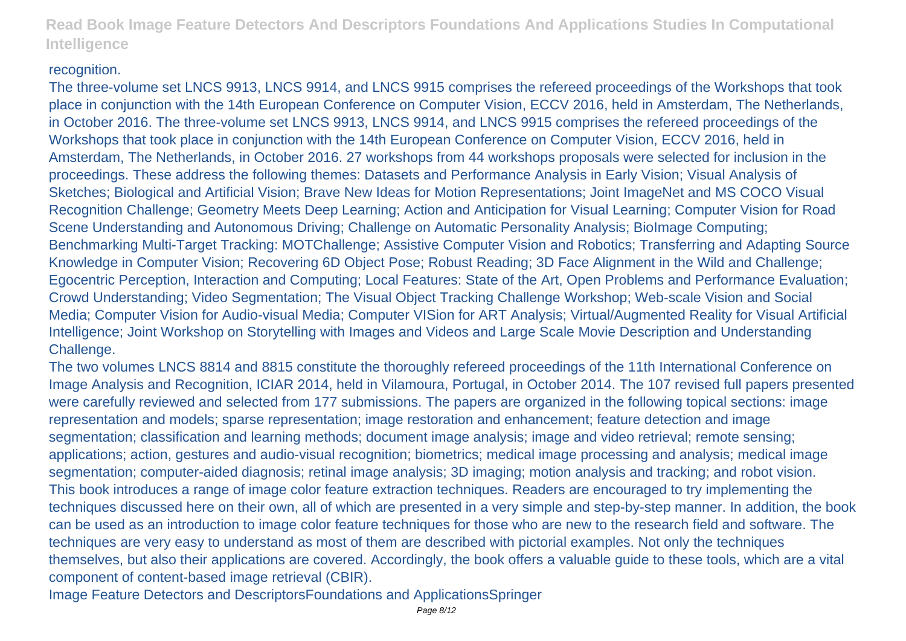recognition.

The three-volume set LNCS 9913, LNCS 9914, and LNCS 9915 comprises the refereed proceedings of the Workshops that took place in conjunction with the 14th European Conference on Computer Vision, ECCV 2016, held in Amsterdam, The Netherlands, in October 2016. The three-volume set LNCS 9913, LNCS 9914, and LNCS 9915 comprises the refereed proceedings of the Workshops that took place in conjunction with the 14th European Conference on Computer Vision, ECCV 2016, held in Amsterdam, The Netherlands, in October 2016. 27 workshops from 44 workshops proposals were selected for inclusion in the proceedings. These address the following themes: Datasets and Performance Analysis in Early Vision; Visual Analysis of Sketches; Biological and Artificial Vision; Brave New Ideas for Motion Representations; Joint ImageNet and MS COCO Visual Recognition Challenge; Geometry Meets Deep Learning; Action and Anticipation for Visual Learning; Computer Vision for Road Scene Understanding and Autonomous Driving; Challenge on Automatic Personality Analysis; BioImage Computing; Benchmarking Multi-Target Tracking: MOTChallenge; Assistive Computer Vision and Robotics; Transferring and Adapting Source Knowledge in Computer Vision; Recovering 6D Object Pose; Robust Reading; 3D Face Alignment in the Wild and Challenge; Egocentric Perception, Interaction and Computing; Local Features: State of the Art, Open Problems and Performance Evaluation; Crowd Understanding; Video Segmentation; The Visual Object Tracking Challenge Workshop; Web-scale Vision and Social Media; Computer Vision for Audio-visual Media; Computer VISion for ART Analysis; Virtual/Augmented Reality for Visual Artificial Intelligence; Joint Workshop on Storytelling with Images and Videos and Large Scale Movie Description and Understanding Challenge.

The two volumes LNCS 8814 and 8815 constitute the thoroughly refereed proceedings of the 11th International Conference on Image Analysis and Recognition, ICIAR 2014, held in Vilamoura, Portugal, in October 2014. The 107 revised full papers presented were carefully reviewed and selected from 177 submissions. The papers are organized in the following topical sections: image representation and models; sparse representation; image restoration and enhancement; feature detection and image segmentation; classification and learning methods; document image analysis; image and video retrieval; remote sensing; applications; action, gestures and audio-visual recognition; biometrics; medical image processing and analysis; medical image segmentation; computer-aided diagnosis; retinal image analysis; 3D imaging; motion analysis and tracking; and robot vision.

This book introduces a range of image color feature extraction techniques. Readers are encouraged to try implementing the techniques discussed here on their own, all of which are presented in a very simple and step-by-step manner. In addition, the book can be used as an introduction to image color feature techniques for those who are new to the research field and software. The techniques are very easy to understand as most of them are described with pictorial examples. Not only the techniques themselves, but also their applications are covered. Accordingly, the book offers a valuable guide to these tools, which are a vital component of content-based image retrieval (CBIR).

Image Feature Detectors and DescriptorsFoundations and ApplicationsSpringer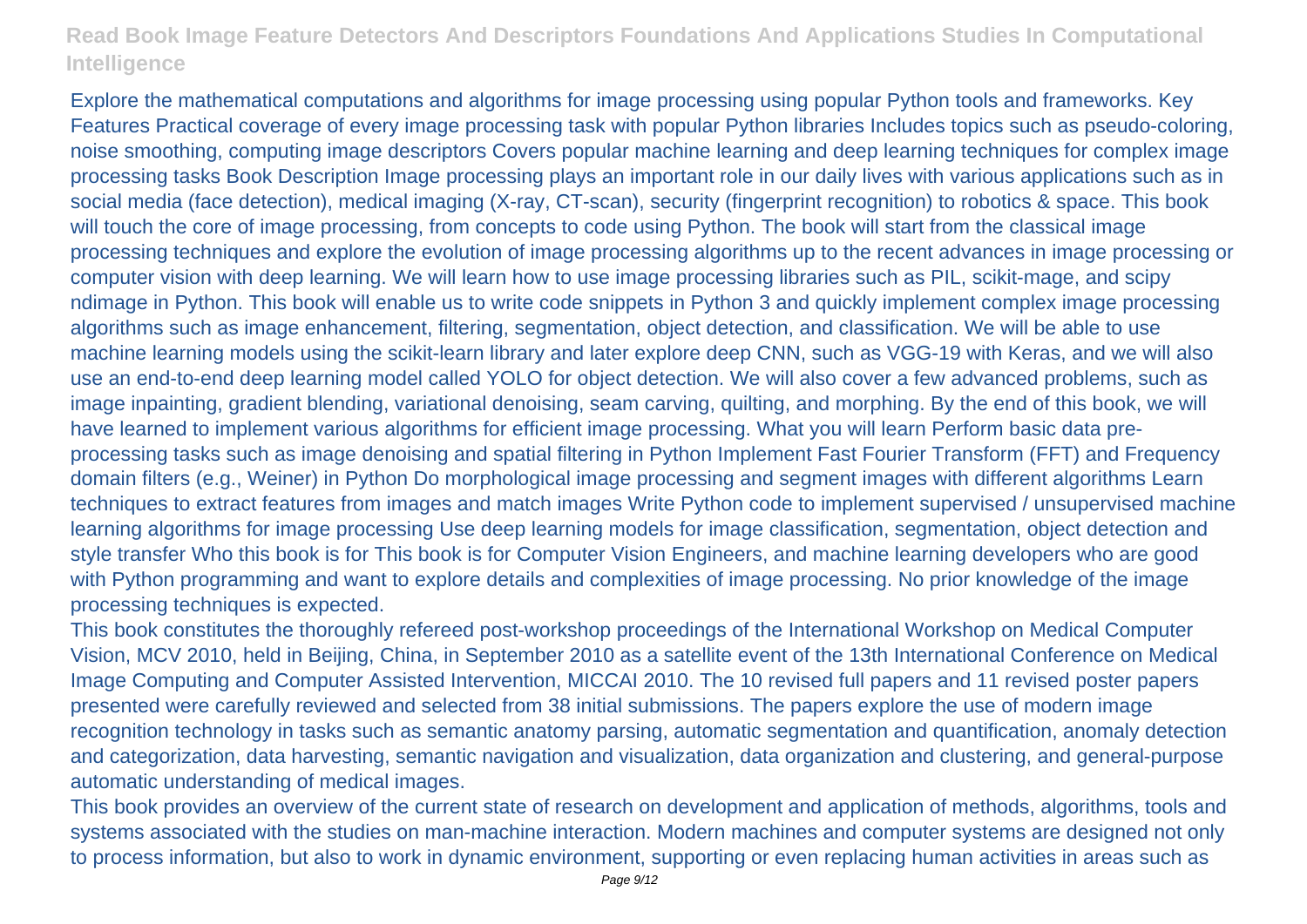Explore the mathematical computations and algorithms for image processing using popular Python tools and frameworks. Key Features Practical coverage of every image processing task with popular Python libraries Includes topics such as pseudo-coloring, noise smoothing, computing image descriptors Covers popular machine learning and deep learning techniques for complex image processing tasks Book Description Image processing plays an important role in our daily lives with various applications such as in social media (face detection), medical imaging (X-ray, CT-scan), security (fingerprint recognition) to robotics & space. This book will touch the core of image processing, from concepts to code using Python. The book will start from the classical image processing techniques and explore the evolution of image processing algorithms up to the recent advances in image processing or computer vision with deep learning. We will learn how to use image processing libraries such as PIL, scikit-mage, and scipy ndimage in Python. This book will enable us to write code snippets in Python 3 and quickly implement complex image processing algorithms such as image enhancement, filtering, segmentation, object detection, and classification. We will be able to use machine learning models using the scikit-learn library and later explore deep CNN, such as VGG-19 with Keras, and we will also use an end-to-end deep learning model called YOLO for object detection. We will also cover a few advanced problems, such as image inpainting, gradient blending, variational denoising, seam carving, quilting, and morphing. By the end of this book, we will have learned to implement various algorithms for efficient image processing. What you will learn Perform basic data pre-processing tasks such as image denoising and spatial filtering in Python Implement Fast Fourier Transform (FFT) and Frequency domain filters (e.g., Weiner) in Python Do morphological image processing and segment images with different algorithms Learn techniques to extract features from images and match images Write Python code to implement supervised / unsupervised machine learning algorithms for image processing Use deep learning models for image classification, segmentation, object detection and style transfer Who this book is for This book is for Computer Vision Engineers, and machine learning developers who are good with Python programming and want to explore details and complexities of image processing. No prior knowledge of the image processing techniques is expected.

This book constitutes the thoroughly refereed post-workshop proceedings of the International Workshop on Medical Computer Vision, MCV 2010, held in Beijing, China, in September 2010 as a satellite event of the 13th International Conference on Medical Image Computing and Computer Assisted Intervention, MICCAI 2010. The 10 revised full papers and 11 revised poster papers presented were carefully reviewed and selected from 38 initial submissions. The papers explore the use of modern image recognition technology in tasks such as semantic anatomy parsing, automatic segmentation and quantification, anomaly detection and categorization, data harvesting, semantic navigation and visualization, data organization and clustering, and general-purpose automatic understanding of medical images.

This book provides an overview of the current state of research on development and application of methods, algorithms, tools and systems associated with the studies on man-machine interaction. Modern machines and computer systems are designed not only to process information, but also to work in dynamic environment, supporting or even replacing human activities in areas such as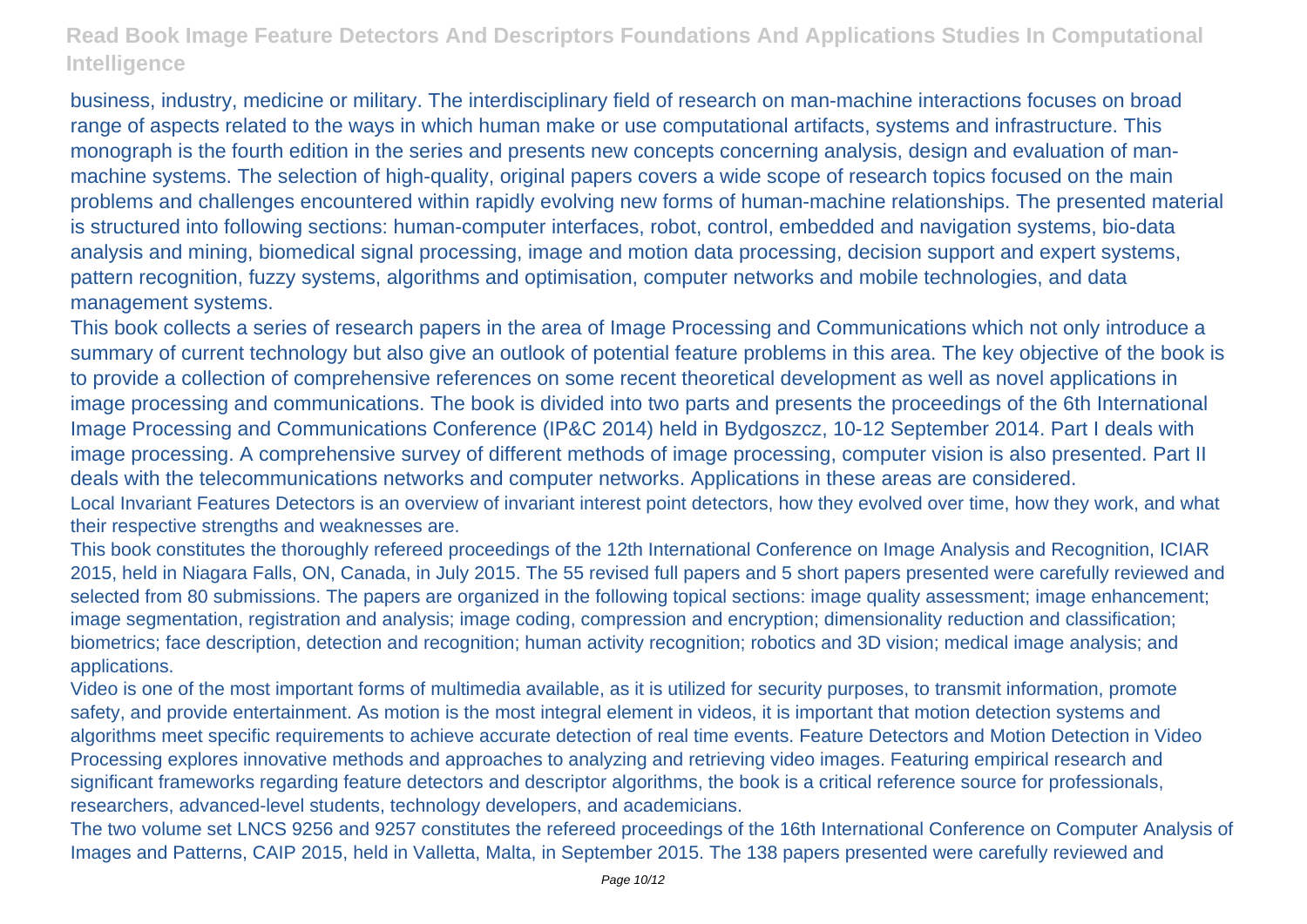business, industry, medicine or military. The interdisciplinary field of research on man-machine interactions focuses on broad range of aspects related to the ways in which human make or use computational artifacts, systems and infrastructure. This monograph is the fourth edition in the series and presents new concepts concerning analysis, design and evaluation of man-machine systems. The selection of high-quality, original papers covers a wide scope of research topics focused on the main problems and challenges encountered within rapidly evolving new forms of human-machine relationships. The presented material is structured into following sections: human-computer interfaces, robot, control, embedded and navigation systems, bio-data analysis and mining, biomedical signal processing, image and motion data processing, decision support and expert systems, pattern recognition, fuzzy systems, algorithms and optimisation, computer networks and mobile technologies, and data management systems.

This book collects a series of research papers in the area of Image Processing and Communications which not only introduce a summary of current technology but also give an outlook of potential feature problems in this area. The key objective of the book is to provide a collection of comprehensive references on some recent theoretical development as well as novel applications in image processing and communications. The book is divided into two parts and presents the proceedings of the 6th International Image Processing and Communications Conference (IP&C 2014) held in Bydgoszcz, 10-12 September 2014. Part I deals with image processing. A comprehensive survey of different methods of image processing, computer vision is also presented. Part II deals with the telecommunications networks and computer networks. Applications in these areas are considered.

Local Invariant Features Detectors is an overview of invariant interest point detectors, how they evolved over time, how they work, and what their respective strengths and weaknesses are.

This book constitutes the thoroughly refereed proceedings of the 12th International Conference on Image Analysis and Recognition, ICIAR 2015, held in Niagara Falls, ON, Canada, in July 2015. The 55 revised full papers and 5 short papers presented were carefully reviewed and selected from 80 submissions. The papers are organized in the following topical sections: image quality assessment; image enhancement; image segmentation, registration and analysis; image coding, compression and encryption; dimensionality reduction and classification; biometrics; face description, detection and recognition; human activity recognition; robotics and 3D vision; medical image analysis; and applications.

Video is one of the most important forms of multimedia available, as it is utilized for security purposes, to transmit information, promote safety, and provide entertainment. As motion is the most integral element in videos, it is important that motion detection systems and algorithms meet specific requirements to achieve accurate detection of real time events. Feature Detectors and Motion Detection in Video Processing explores innovative methods and approaches to analyzing and retrieving video images. Featuring empirical research and significant frameworks regarding feature detectors and descriptor algorithms, the book is a critical reference source for professionals, researchers, advanced-level students, technology developers, and academicians.

The two volume set LNCS 9256 and 9257 constitutes the refereed proceedings of the 16th International Conference on Computer Analysis of Images and Patterns, CAIP 2015, held in Valletta, Malta, in September 2015. The 138 papers presented were carefully reviewed and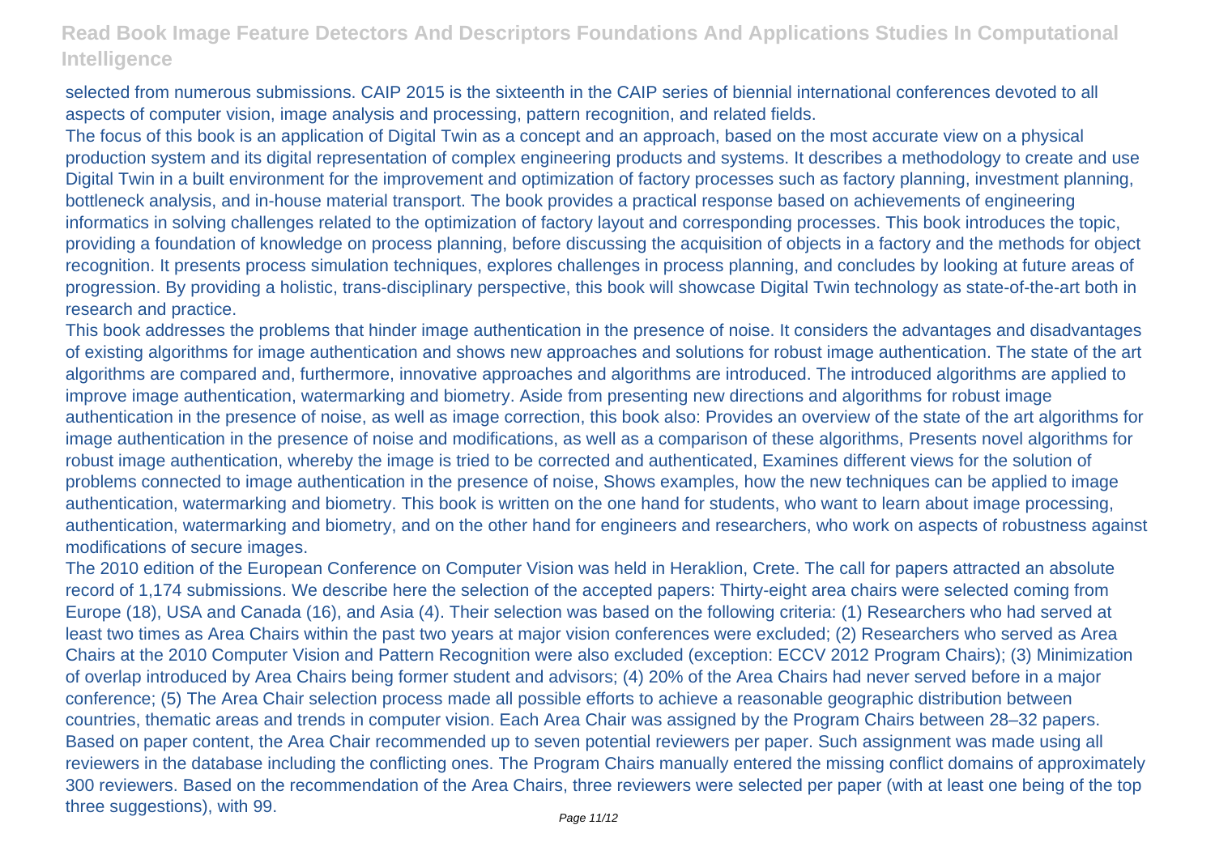selected from numerous submissions. CAIP 2015 is the sixteenth in the CAIP series of biennial international conferences devoted to all aspects of computer vision, image analysis and processing, pattern recognition, and related fields.

The focus of this book is an application of Digital Twin as a concept and an approach, based on the most accurate view on a physical production system and its digital representation of complex engineering products and systems. It describes a methodology to create and use Digital Twin in a built environment for the improvement and optimization of factory processes such as factory planning, investment planning, bottleneck analysis, and in-house material transport. The book provides a practical response based on achievements of engineering informatics in solving challenges related to the optimization of factory layout and corresponding processes. This book introduces the topic, providing a foundation of knowledge on process planning, before discussing the acquisition of objects in a factory and the methods for object recognition. It presents process simulation techniques, explores challenges in process planning, and concludes by looking at future areas of progression. By providing a holistic, trans-disciplinary perspective, this book will showcase Digital Twin technology as state-of-the-art both in research and practice.

This book addresses the problems that hinder image authentication in the presence of noise. It considers the advantages and disadvantages of existing algorithms for image authentication and shows new approaches and solutions for robust image authentication. The state of the art algorithms are compared and, furthermore, innovative approaches and algorithms are introduced. The introduced algorithms are applied to improve image authentication, watermarking and biometry. Aside from presenting new directions and algorithms for robust image authentication in the presence of noise, as well as image correction, this book also: Provides an overview of the state of the art algorithms for image authentication in the presence of noise and modifications, as well as a comparison of these algorithms, Presents novel algorithms for robust image authentication, whereby the image is tried to be corrected and authenticated, Examines different views for the solution of problems connected to image authentication in the presence of noise, Shows examples, how the new techniques can be applied to image authentication, watermarking and biometry. This book is written on the one hand for students, who want to learn about image processing, authentication, watermarking and biometry, and on the other hand for engineers and researchers, who work on aspects of robustness against modifications of secure images.

The 2010 edition of the European Conference on Computer Vision was held in Heraklion, Crete. The call for papers attracted an absolute record of 1,174 submissions. We describe here the selection of the accepted papers: Thirty-eight area chairs were selected coming from Europe (18), USA and Canada (16), and Asia (4). Their selection was based on the following criteria: (1) Researchers who had served at least two times as Area Chairs within the past two years at major vision conferences were excluded; (2) Researchers who served as Area Chairs at the 2010 Computer Vision and Pattern Recognition were also excluded (exception: ECCV 2012 Program Chairs); (3) Minimization of overlap introduced by Area Chairs being former student and advisors; (4) 20% of the Area Chairs had never served before in a major conference; (5) The Area Chair selection process made all possible efforts to achieve a reasonable geographic distribution between countries, thematic areas and trends in computer vision. Each Area Chair was assigned by the Program Chairs between 28–32 papers. Based on paper content, the Area Chair recommended up to seven potential reviewers per paper. Such assignment was made using all reviewers in the database including the conflicting ones. The Program Chairs manually entered the missing conflict domains of approximately 300 reviewers. Based on the recommendation of the Area Chairs, three reviewers were selected per paper (with at least one being of the top three suggestions), with 99.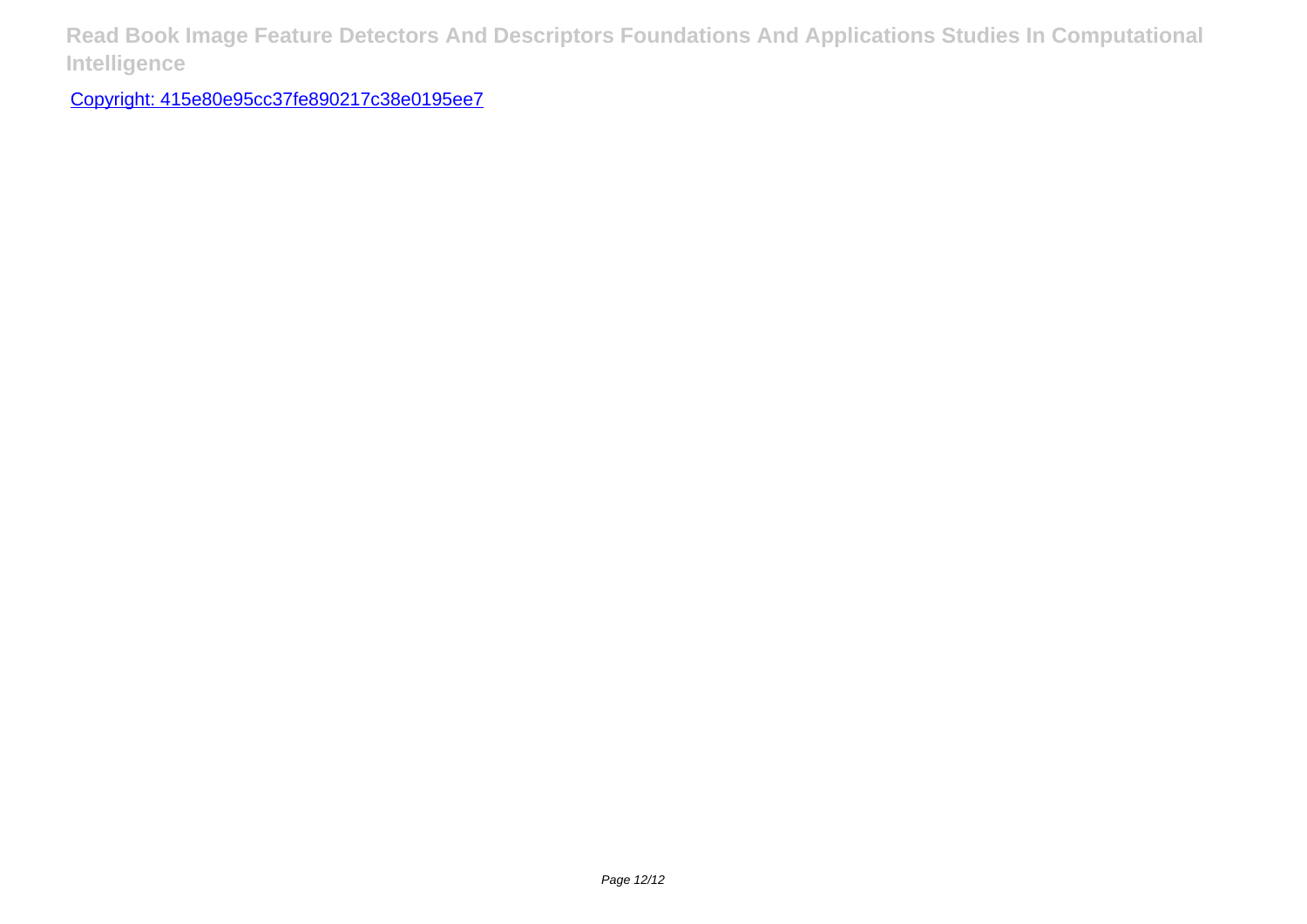[Copyright: 415e80e95cc37fe890217c38e0195ee7]